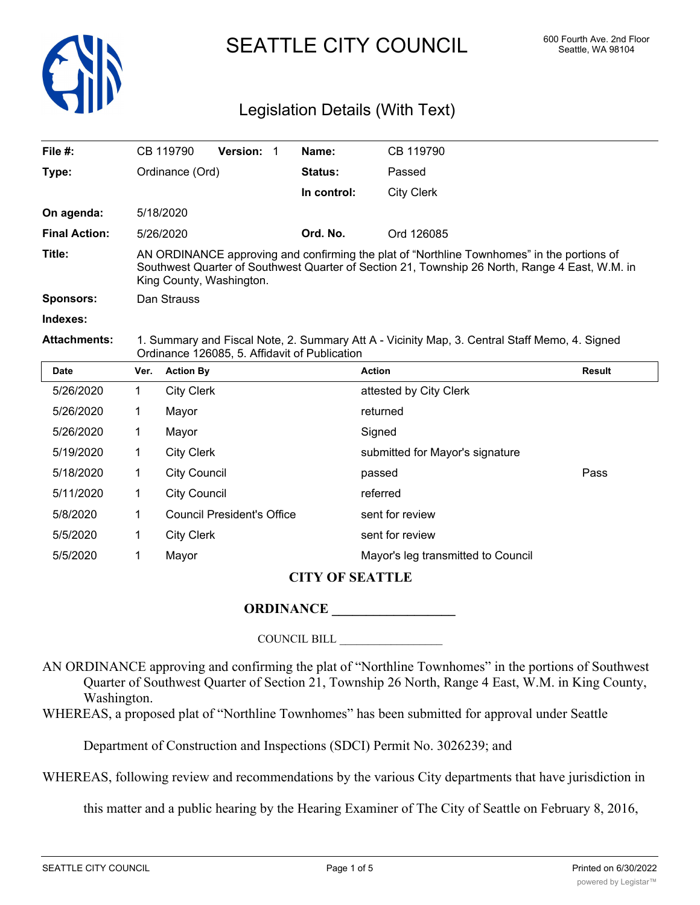# SEATTLE CITY COUNCIL

600 Fourth Ave. 2nd Floor
Seattle, WA 98104

## Legislation Details (With Text)

| | | | |
|---|---|---|---|
| **File #:** | CB 119790 **Version:** 1 | **Name:** | CB 119790 |
| **Type:** | Ordinance (Ord) | **Status:** | Passed |
| | | **In control:** | City Clerk |
| **On agenda:** | 5/18/2020 | | |
| **Final Action:** | 5/26/2020 | **Ord. No.** | Ord 126085 |

**Title:** AN ORDINANCE approving and confirming the plat of "Northline Townhomes" in the portions of Southwest Quarter of Southwest Quarter of Section 21, Township 26 North, Range 4 East, W.M. in King County, Washington.

**Sponsors:** Dan Strauss

**Indexes:**

**Attachments:** 1. Summary and Fiscal Note, 2. Summary Att A - Vicinity Map, 3. Central Staff Memo, 4. Signed Ordinance 126085, 5. Affidavit of Publication

| Date | Ver. | Action By | Action | Result |
|---|---|---|---|---|
| 5/26/2020 | 1 | City Clerk | attested by City Clerk | |
| 5/26/2020 | 1 | Mayor | returned | |
| 5/26/2020 | 1 | Mayor | Signed | |
| 5/19/2020 | 1 | City Clerk | submitted for Mayor's signature | |
| 5/18/2020 | 1 | City Council | passed | Pass |
| 5/11/2020 | 1 | City Council | referred | |
| 5/8/2020 | 1 | Council President's Office | sent for review | |
| 5/5/2020 | 1 | City Clerk | sent for review | |
| 5/5/2020 | 1 | Mayor | Mayor's leg transmitted to Council | |

**CITY OF SEATTLE**

**ORDINANCE __________________**

COUNCIL BILL __________________

AN ORDINANCE approving and confirming the plat of "Northline Townhomes" in the portions of Southwest Quarter of Southwest Quarter of Section 21, Township 26 North, Range 4 East, W.M. in King County, Washington.

WHEREAS, a proposed plat of "Northline Townhomes" has been submitted for approval under Seattle Department of Construction and Inspections (SDCI) Permit No. 3026239; and

WHEREAS, following review and recommendations by the various City departments that have jurisdiction in this matter and a public hearing by the Hearing Examiner of The City of Seattle on February 8, 2016,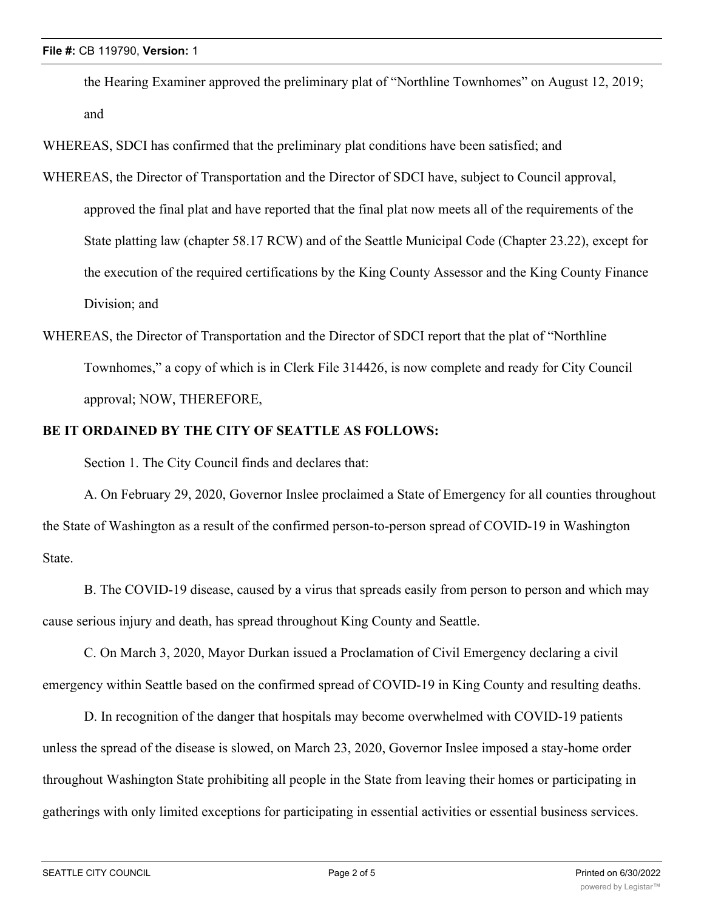the Hearing Examiner approved the preliminary plat of "Northline Townhomes" on August 12, 2019; and

WHEREAS, SDCI has confirmed that the preliminary plat conditions have been satisfied; and

WHEREAS, the Director of Transportation and the Director of SDCI have, subject to Council approval, approved the final plat and have reported that the final plat now meets all of the requirements of the State platting law (chapter 58.17 RCW) and of the Seattle Municipal Code (Chapter 23.22), except for the execution of the required certifications by the King County Assessor and the King County Finance Division; and

WHEREAS, the Director of Transportation and the Director of SDCI report that the plat of "Northline Townhomes," a copy of which is in Clerk File 314426, is now complete and ready for City Council approval; NOW, THEREFORE,

**BE IT ORDAINED BY THE CITY OF SEATTLE AS FOLLOWS:**

Section 1. The City Council finds and declares that:

A. On February 29, 2020, Governor Inslee proclaimed a State of Emergency for all counties throughout the State of Washington as a result of the confirmed person-to-person spread of COVID-19 in Washington State.

B. The COVID-19 disease, caused by a virus that spreads easily from person to person and which may cause serious injury and death, has spread throughout King County and Seattle.

C. On March 3, 2020, Mayor Durkan issued a Proclamation of Civil Emergency declaring a civil emergency within Seattle based on the confirmed spread of COVID-19 in King County and resulting deaths.

D. In recognition of the danger that hospitals may become overwhelmed with COVID-19 patients unless the spread of the disease is slowed, on March 23, 2020, Governor Inslee imposed a stay-home order throughout Washington State prohibiting all people in the State from leaving their homes or participating in gatherings with only limited exceptions for participating in essential activities or essential business services.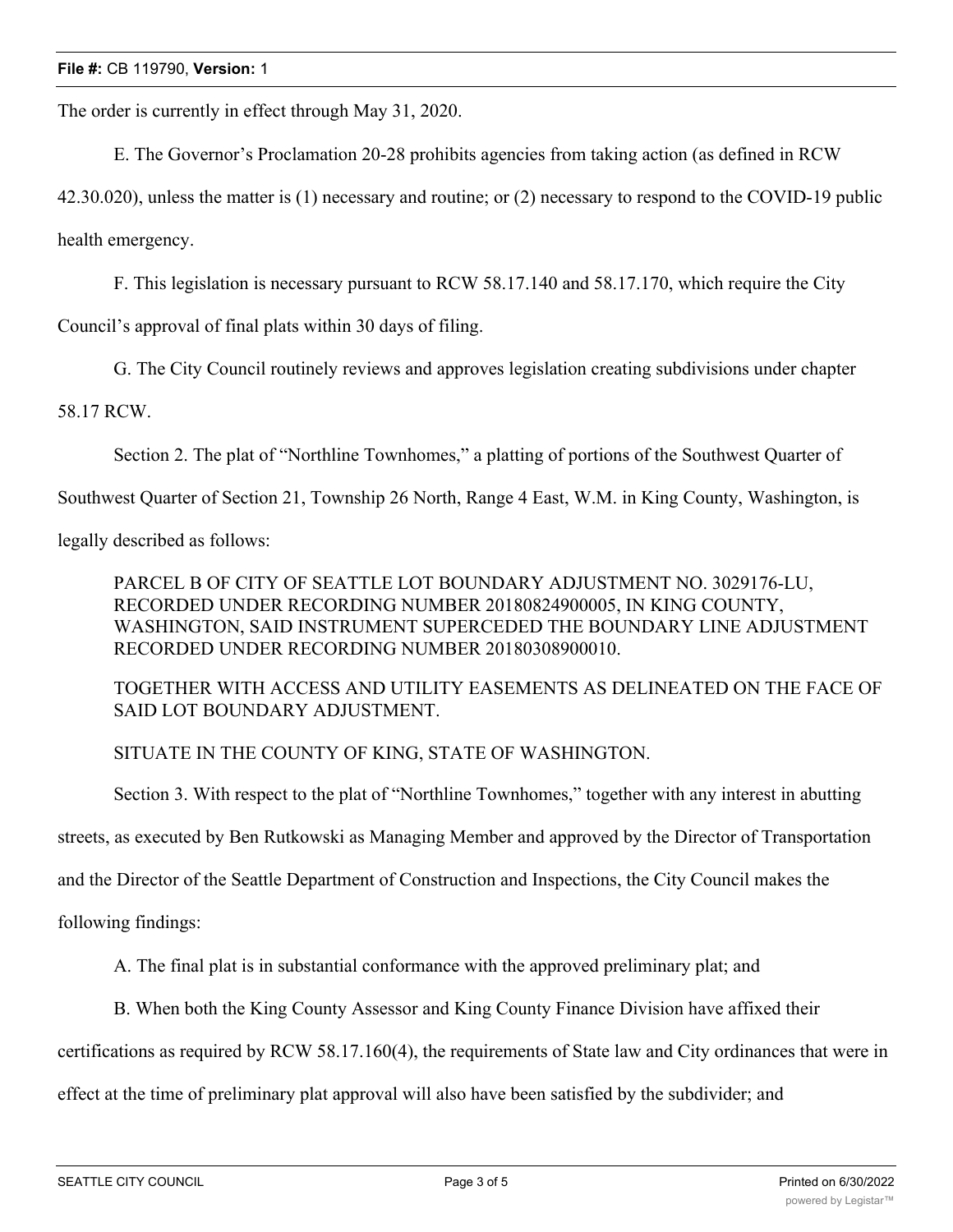The order is currently in effect through May 31, 2020.

E. The Governor's Proclamation 20-28 prohibits agencies from taking action (as defined in RCW 42.30.020), unless the matter is (1) necessary and routine; or (2) necessary to respond to the COVID-19 public health emergency.

F. This legislation is necessary pursuant to RCW 58.17.140 and 58.17.170, which require the City Council's approval of final plats within 30 days of filing.

G. The City Council routinely reviews and approves legislation creating subdivisions under chapter 58.17 RCW.

Section 2. The plat of "Northline Townhomes," a platting of portions of the Southwest Quarter of Southwest Quarter of Section 21, Township 26 North, Range 4 East, W.M. in King County, Washington, is legally described as follows:

PARCEL B OF CITY OF SEATTLE LOT BOUNDARY ADJUSTMENT NO. 3029176-LU, RECORDED UNDER RECORDING NUMBER 20180824900005, IN KING COUNTY, WASHINGTON, SAID INSTRUMENT SUPERCEDED THE BOUNDARY LINE ADJUSTMENT RECORDED UNDER RECORDING NUMBER 20180308900010.

TOGETHER WITH ACCESS AND UTILITY EASEMENTS AS DELINEATED ON THE FACE OF SAID LOT BOUNDARY ADJUSTMENT.

SITUATE IN THE COUNTY OF KING, STATE OF WASHINGTON.

Section 3. With respect to the plat of "Northline Townhomes," together with any interest in abutting streets, as executed by Ben Rutkowski as Managing Member and approved by the Director of Transportation and the Director of the Seattle Department of Construction and Inspections, the City Council makes the following findings:

A. The final plat is in substantial conformance with the approved preliminary plat; and

B. When both the King County Assessor and King County Finance Division have affixed their certifications as required by RCW 58.17.160(4), the requirements of State law and City ordinances that were in effect at the time of preliminary plat approval will also have been satisfied by the subdivider; and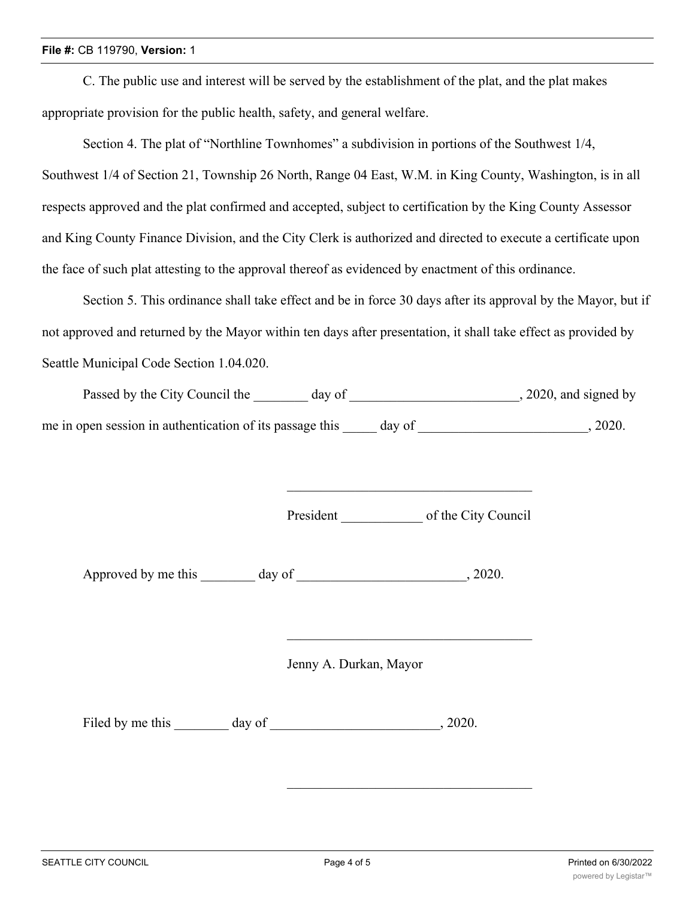C. The public use and interest will be served by the establishment of the plat, and the plat makes appropriate provision for the public health, safety, and general welfare.

Section 4. The plat of "Northline Townhomes" a subdivision in portions of the Southwest 1/4, Southwest 1/4 of Section 21, Township 26 North, Range 04 East, W.M. in King County, Washington, is in all respects approved and the plat confirmed and accepted, subject to certification by the King County Assessor and King County Finance Division, and the City Clerk is authorized and directed to execute a certificate upon the face of such plat attesting to the approval thereof as evidenced by enactment of this ordinance.

Section 5. This ordinance shall take effect and be in force 30 days after its approval by the Mayor, but if not approved and returned by the Mayor within ten days after presentation, it shall take effect as provided by Seattle Municipal Code Section 1.04.020.

Passed by the City Council the ________ day of _________________________, 2020, and signed by me in open session in authentication of its passage this _____ day of _________________________, 2020.

____________________________________

President ____________ of the City Council

Approved by me this ________ day of _________________________, 2020.

____________________________________

Jenny A. Durkan, Mayor

Filed by me this ________ day of _________________________, 2020.

____________________________________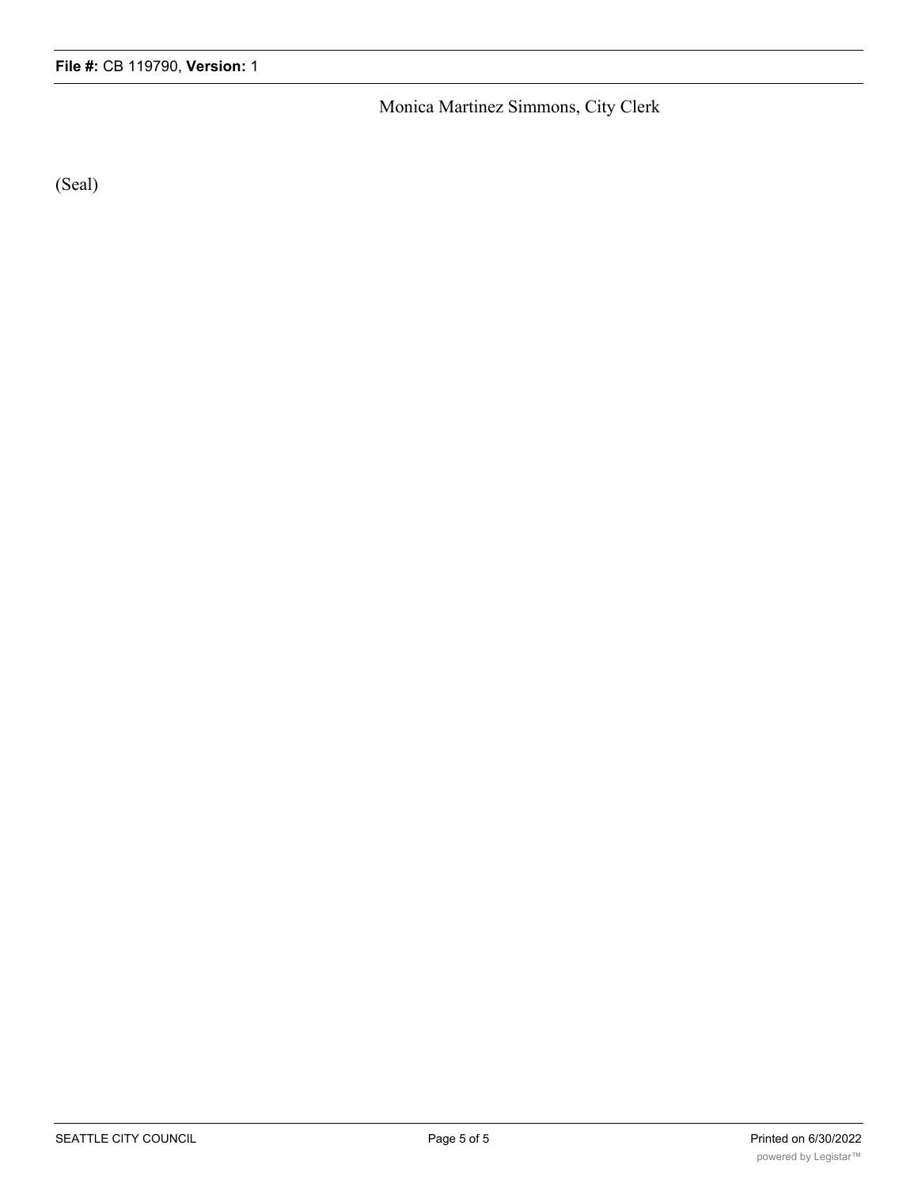Monica Martinez Simmons, City Clerk

(Seal)